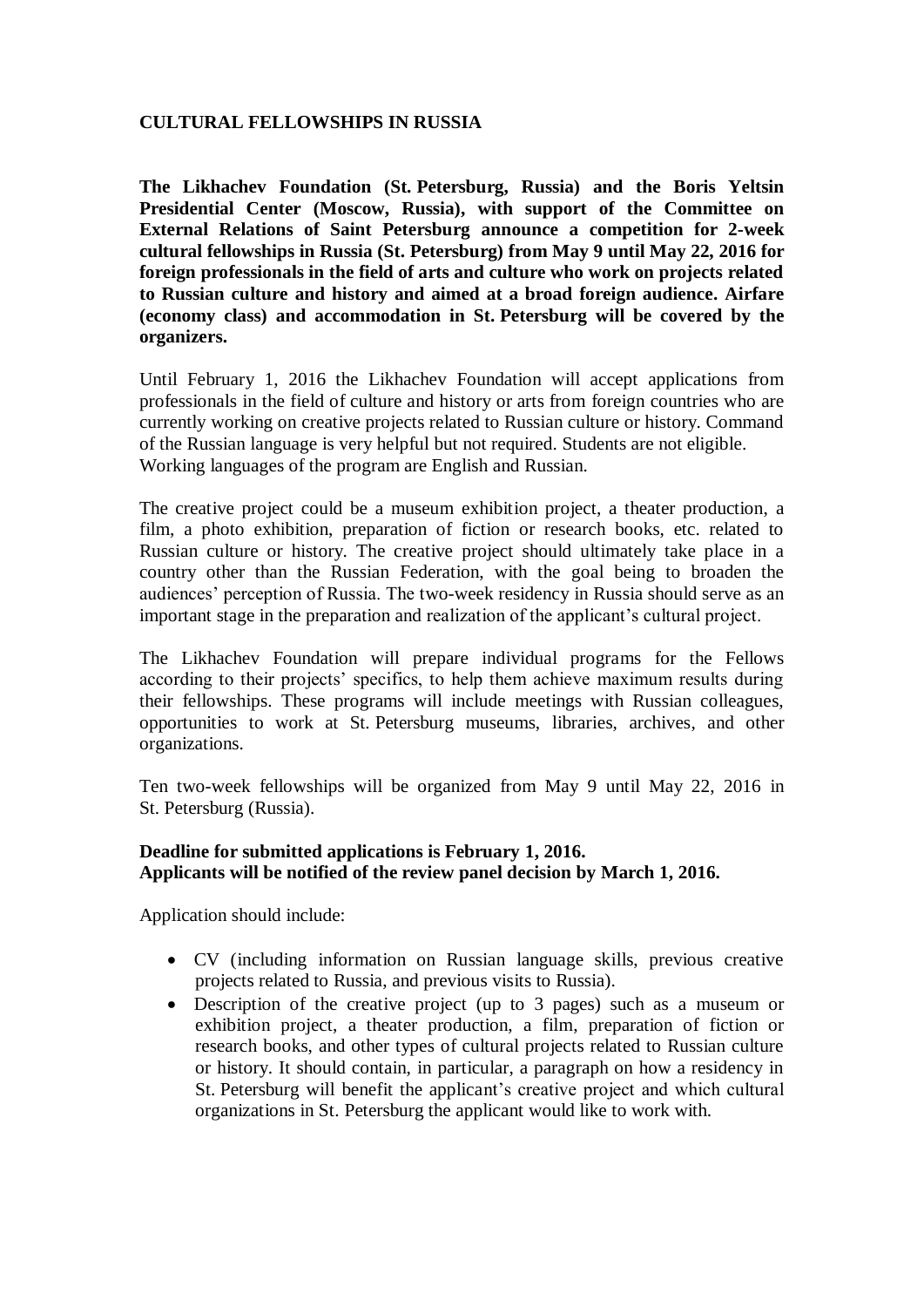# CULTURAL FELLOWSHIPS IN RUSSIA

**The Likhachev Foundation (St. Petersburg, Russia) and the Boris Yeltsin Presidential Center (Moscow, Russia), with support of the Committee on External Relations of Saint Petersburg announce a competition for 2-week cultural fellowships in Russia (St. Petersburg) from May 9 until May 22, 2016 for foreign professionals in the field of arts and culture who work on projects related to Russian culture and history and aimed at a broad foreign audience. Airfare (economy class) and accommodation in St. Petersburg will be covered by the organizers.**

Until February 1, 2016 the Likhachev Foundation will accept applications from professionals in the field of culture and history or arts from foreign countries who are currently working on creative projects related to Russian culture or history. Command of the Russian language is very helpful but not required. Students are not eligible. Working languages of the program are English and Russian.

The creative project could be a museum exhibition project, a theater production, a film, a photo exhibition, preparation of fiction or research books, etc. related to Russian culture or history. The creative project should ultimately take place in a country other than the Russian Federation, with the goal being to broaden the audiences' perception of Russia. The two-week residency in Russia should serve as an important stage in the preparation and realization of the applicant's cultural project.

The Likhachev Foundation will prepare individual programs for the Fellows according to their projects' specifics, to help them achieve maximum results during their fellowships. These programs will include meetings with Russian colleagues, opportunities to work at St. Petersburg museums, libraries, archives, and other organizations.

Ten two-week fellowships will be organized from May 9 until May 22, 2016 in St. Petersburg (Russia).

**Deadline for submitted applications is February 1, 2016.**
**Applicants will be notified of the review panel decision by March 1, 2016.**

Application should include:

- CV (including information on Russian language skills, previous creative projects related to Russia, and previous visits to Russia).
- Description of the creative project (up to 3 pages) such as a museum or exhibition project, a theater production, a film, preparation of fiction or research books, and other types of cultural projects related to Russian culture or history. It should contain, in particular, a paragraph on how a residency in St. Petersburg will benefit the applicant's creative project and which cultural organizations in St. Petersburg the applicant would like to work with.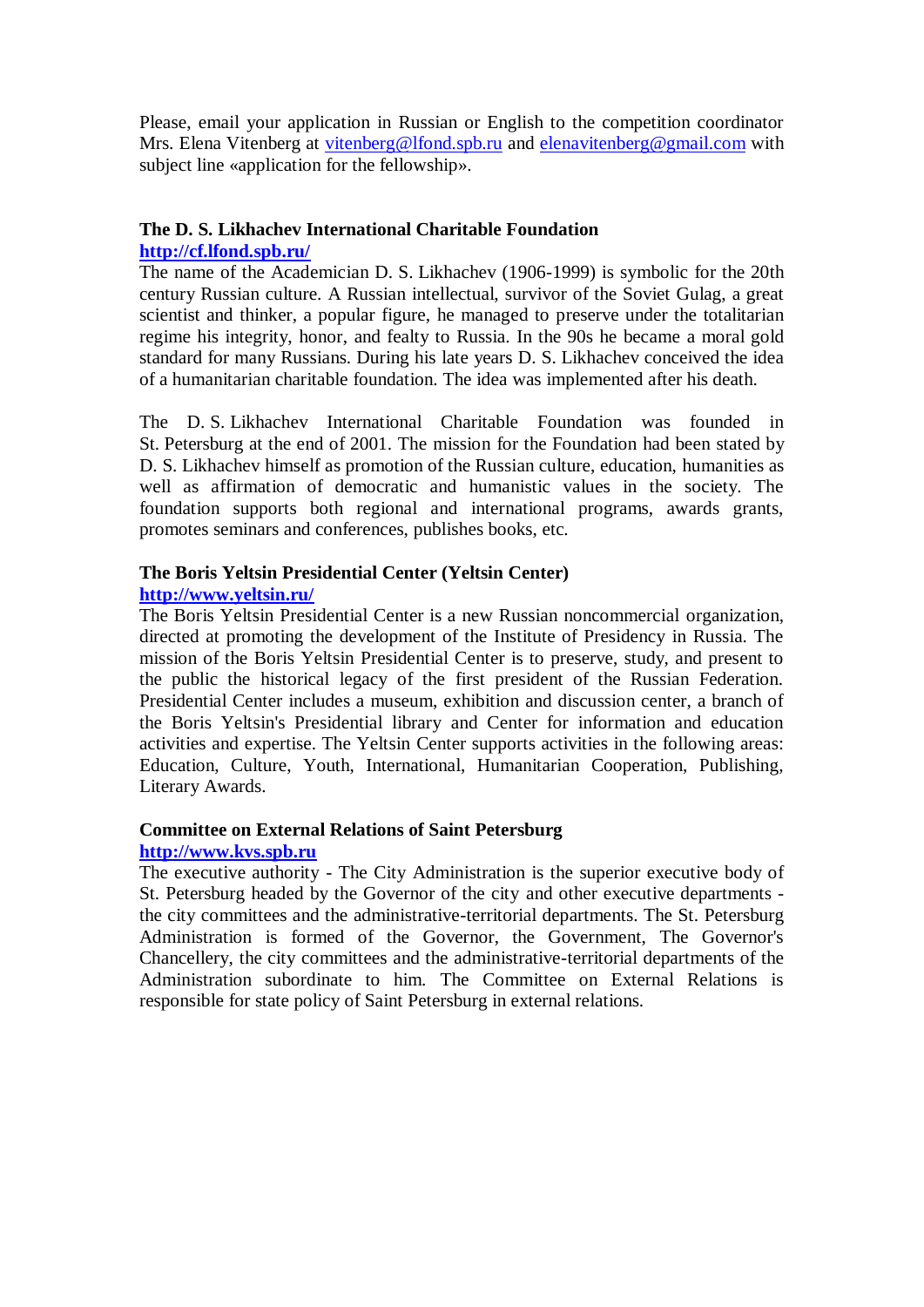Please, email your application in Russian or English to the competition coordinator Mrs. Elena Vitenberg at vitenberg@lfond.spb.ru and elenavitenberg@gmail.com with subject line «application for the fellowship».

**The D. S. Likhachev International Charitable Foundation**
**http://cf.lfond.spb.ru/**

The name of the Academician D. S. Likhachev (1906-1999) is symbolic for the 20th century Russian culture. A Russian intellectual, survivor of the Soviet Gulag, a great scientist and thinker, a popular figure, he managed to preserve under the totalitarian regime his integrity, honor, and fealty to Russia. In the 90s he became a moral gold standard for many Russians. During his late years D. S. Likhachev conceived the idea of a humanitarian charitable foundation. The idea was implemented after his death.

The D. S. Likhachev International Charitable Foundation was founded in St. Petersburg at the end of 2001. The mission for the Foundation had been stated by D. S. Likhachev himself as promotion of the Russian culture, education, humanities as well as affirmation of democratic and humanistic values in the society. The foundation supports both regional and international programs, awards grants, promotes seminars and conferences, publishes books, etc.

**The Boris Yeltsin Presidential Center (Yeltsin Center)**
**http://www.yeltsin.ru/**

The Boris Yeltsin Presidential Center is a new Russian noncommercial organization, directed at promoting the development of the Institute of Presidency in Russia. The mission of the Boris Yeltsin Presidential Center is to preserve, study, and present to the public the historical legacy of the first president of the Russian Federation. Presidential Center includes a museum, exhibition and discussion center, a branch of the Boris Yeltsin's Presidential library and Center for information and education activities and expertise. The Yeltsin Center supports activities in the following areas: Education, Culture, Youth, International, Humanitarian Cooperation, Publishing, Literary Awards.

**Committee on External Relations of Saint Petersburg**
**http://www.kvs.spb.ru**

The executive authority - The City Administration is the superior executive body of St. Petersburg headed by the Governor of the city and other executive departments - the city committees and the administrative-territorial departments. The St. Petersburg Administration is formed of the Governor, the Government, The Governor's Chancellery, the city committees and the administrative-territorial departments of the Administration subordinate to him. The Committee on External Relations is responsible for state policy of Saint Petersburg in external relations.